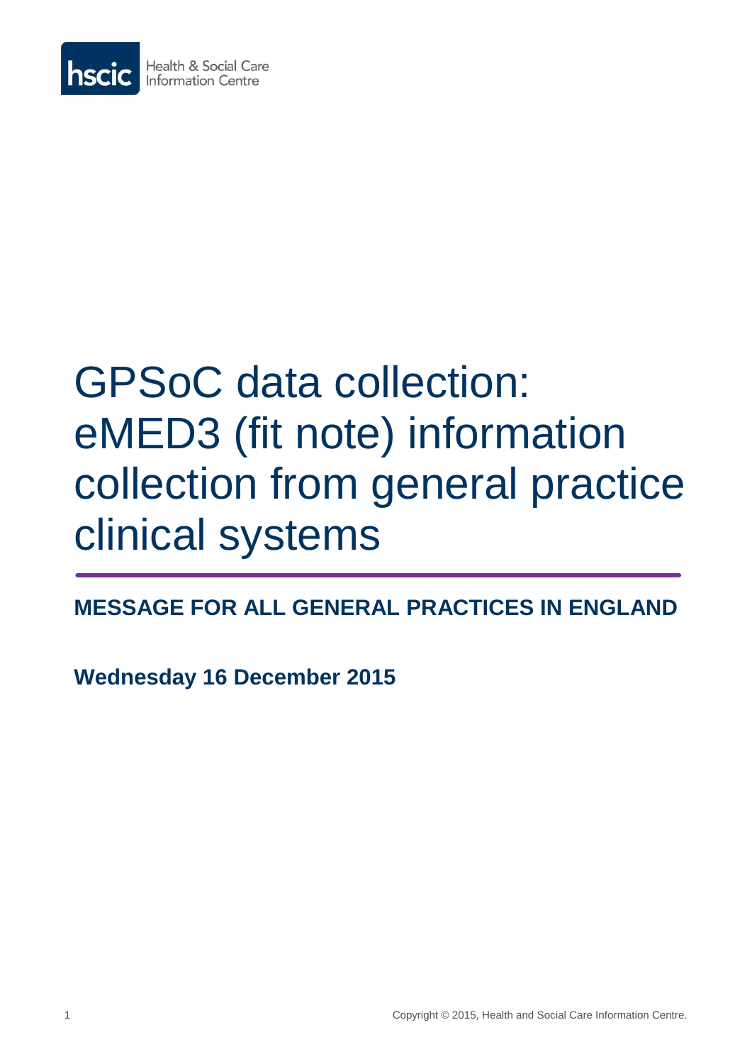hscic Health & Social Care Information Centre

# GPSoC data collection: eMED3 (fit note) information collection from general practice clinical systems

**MESSAGE FOR ALL GENERAL PRACTICES IN ENGLAND**

**Wednesday 16 December 2015**

Copyright © 2015, Health and Social Care Information Centre.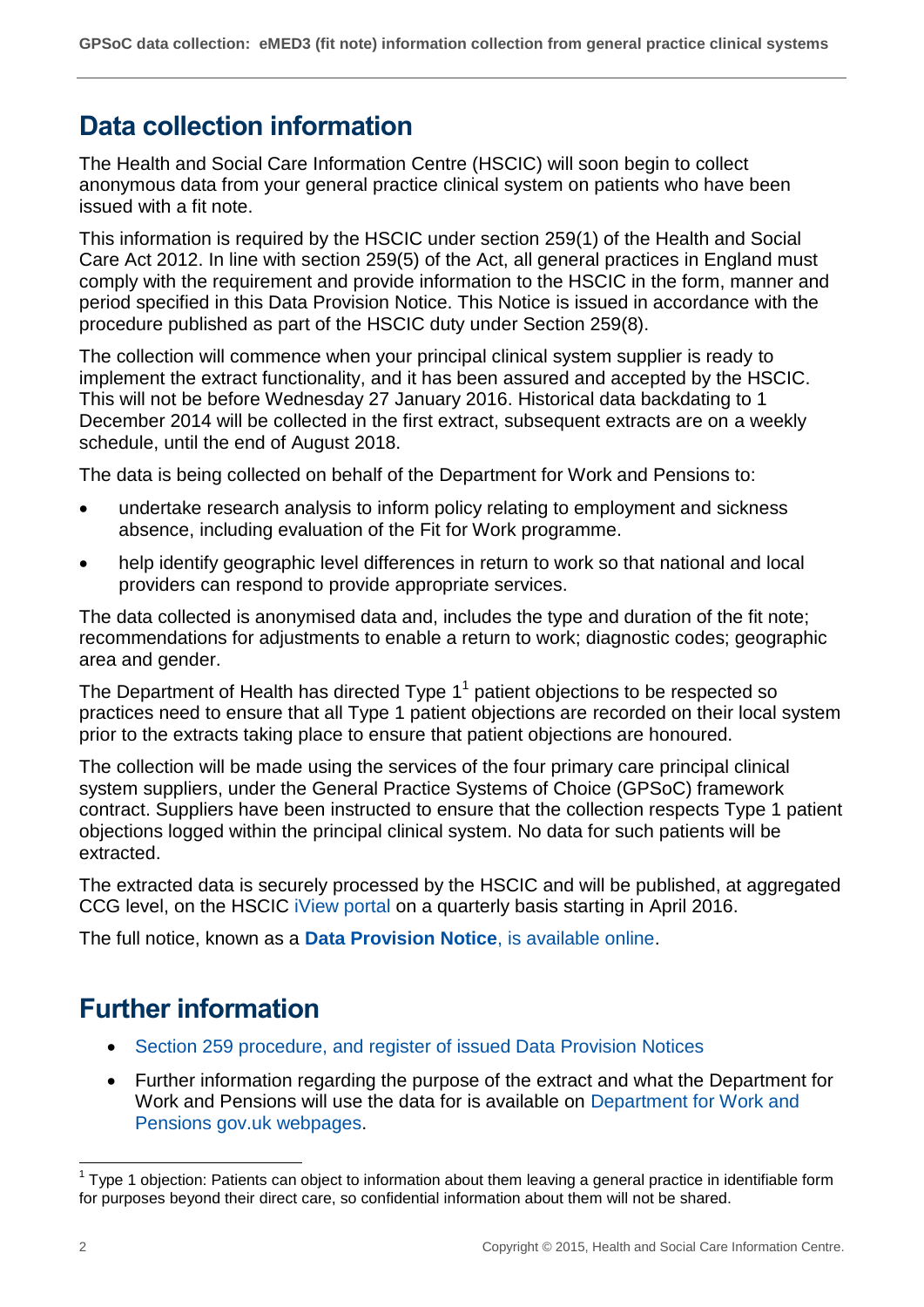## Data collection information

The Health and Social Care Information Centre (HSCIC) will soon begin to collect anonymous data from your general practice clinical system on patients who have been issued with a fit note.

This information is required by the HSCIC under section 259(1) of the Health and Social Care Act 2012. In line with section 259(5) of the Act, all general practices in England must comply with the requirement and provide information to the HSCIC in the form, manner and period specified in this Data Provision Notice. This Notice is issued in accordance with the procedure published as part of the HSCIC duty under Section 259(8).

The collection will commence when your principal clinical system supplier is ready to implement the extract functionality, and it has been assured and accepted by the HSCIC. This will not be before Wednesday 27 January 2016. Historical data backdating to 1 December 2014 will be collected in the first extract, subsequent extracts are on a weekly schedule, until the end of August 2018.

The data is being collected on behalf of the Department for Work and Pensions to:

- undertake research analysis to inform policy relating to employment and sickness absence, including evaluation of the Fit for Work programme.
- help identify geographic level differences in return to work so that national and local providers can respond to provide appropriate services.

The data collected is anonymised data and, includes the type and duration of the fit note; recommendations for adjustments to enable a return to work; diagnostic codes; geographic area and gender.

The Department of Health has directed Type 1[1] patient objections to be respected so practices need to ensure that all Type 1 patient objections are recorded on their local system prior to the extracts taking place to ensure that patient objections are honoured.

The collection will be made using the services of the four primary care principal clinical system suppliers, under the General Practice Systems of Choice (GPSoC) framework contract. Suppliers have been instructed to ensure that the collection respects Type 1 patient objections logged within the principal clinical system. No data for such patients will be extracted.

The extracted data is securely processed by the HSCIC and will be published, at aggregated CCG level, on the HSCIC iView portal on a quarterly basis starting in April 2016.

The full notice, known as a **Data Provision Notice**, is available online.

## Further information

- Section 259 procedure, and register of issued Data Provision Notices
- Further information regarding the purpose of the extract and what the Department for Work and Pensions will use the data for is available on Department for Work and Pensions gov.uk webpages.

[1] Type 1 objection: Patients can object to information about them leaving a general practice in identifiable form for purposes beyond their direct care, so confidential information about them will not be shared.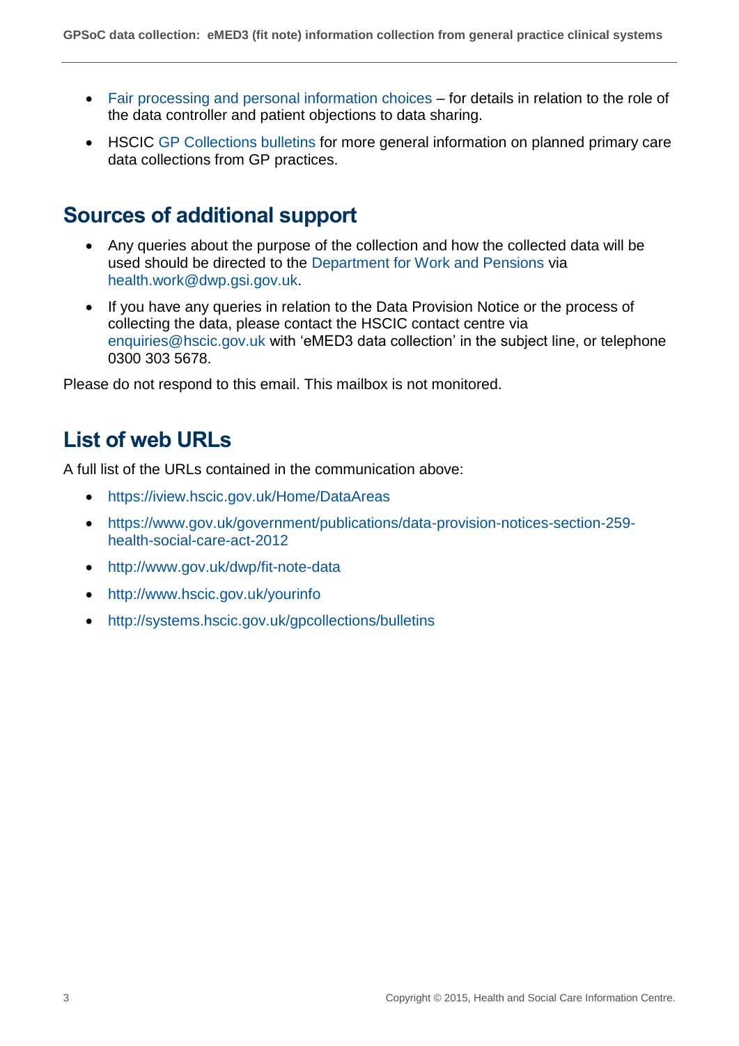- Fair processing and personal information choices – for details in relation to the role of the data controller and patient objections to data sharing.
- HSCIC GP Collections bulletins for more general information on planned primary care data collections from GP practices.

## Sources of additional support

- Any queries about the purpose of the collection and how the collected data will be used should be directed to the Department for Work and Pensions via health.work@dwp.gsi.gov.uk.
- If you have any queries in relation to the Data Provision Notice or the process of collecting the data, please contact the HSCIC contact centre via enquiries@hscic.gov.uk with 'eMED3 data collection' in the subject line, or telephone 0300 303 5678.

Please do not respond to this email. This mailbox is not monitored.

## List of web URLs

A full list of the URLs contained in the communication above:

- https://iview.hscic.gov.uk/Home/DataAreas
- https://www.gov.uk/government/publications/data-provision-notices-section-259-health-social-care-act-2012
- http://www.gov.uk/dwp/fit-note-data
- http://www.hscic.gov.uk/yourinfo
- http://systems.hscic.gov.uk/gpcollections/bulletins